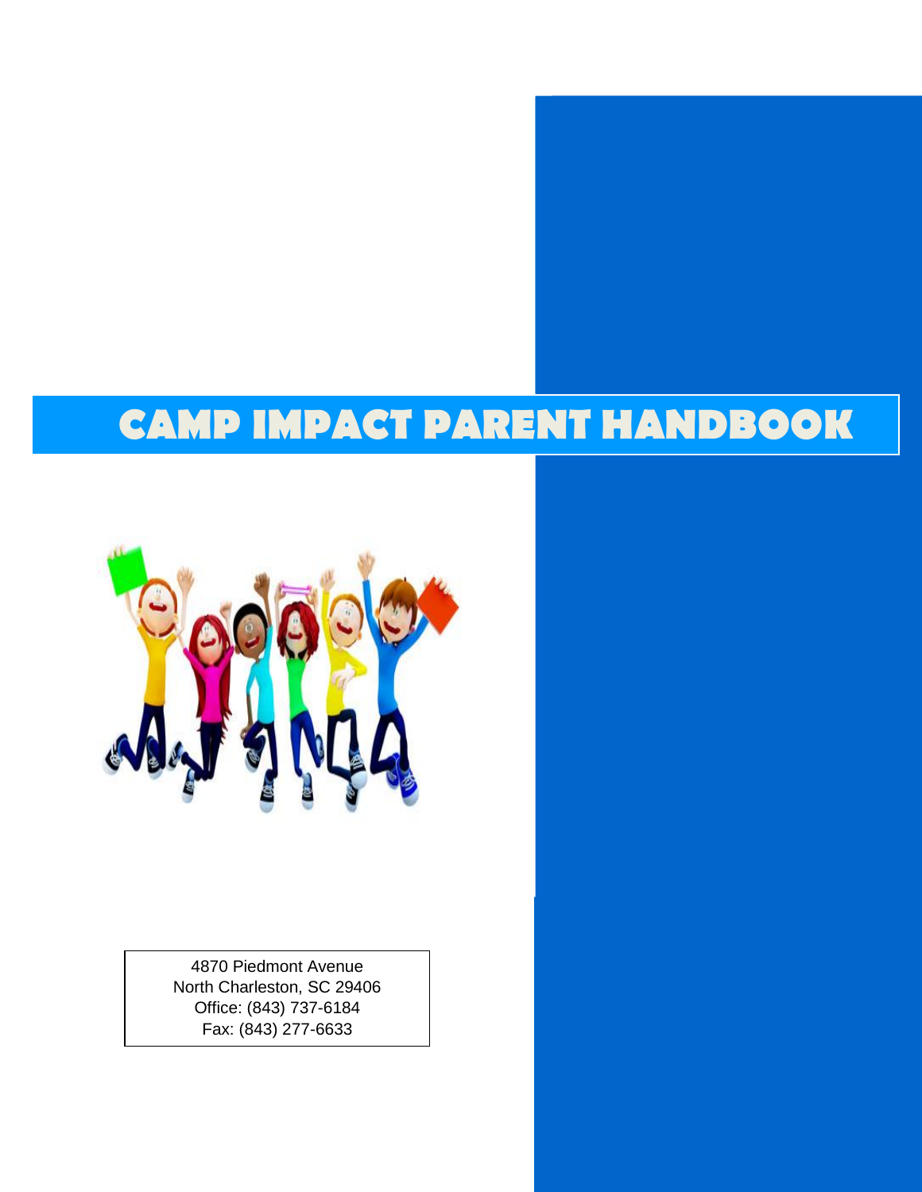# CAMP IMPACT PARENT HANDBOOK

4870 Piedmont Avenue
North Charleston, SC 29406
Office: (843) 737-6184
Fax: (843) 277-6633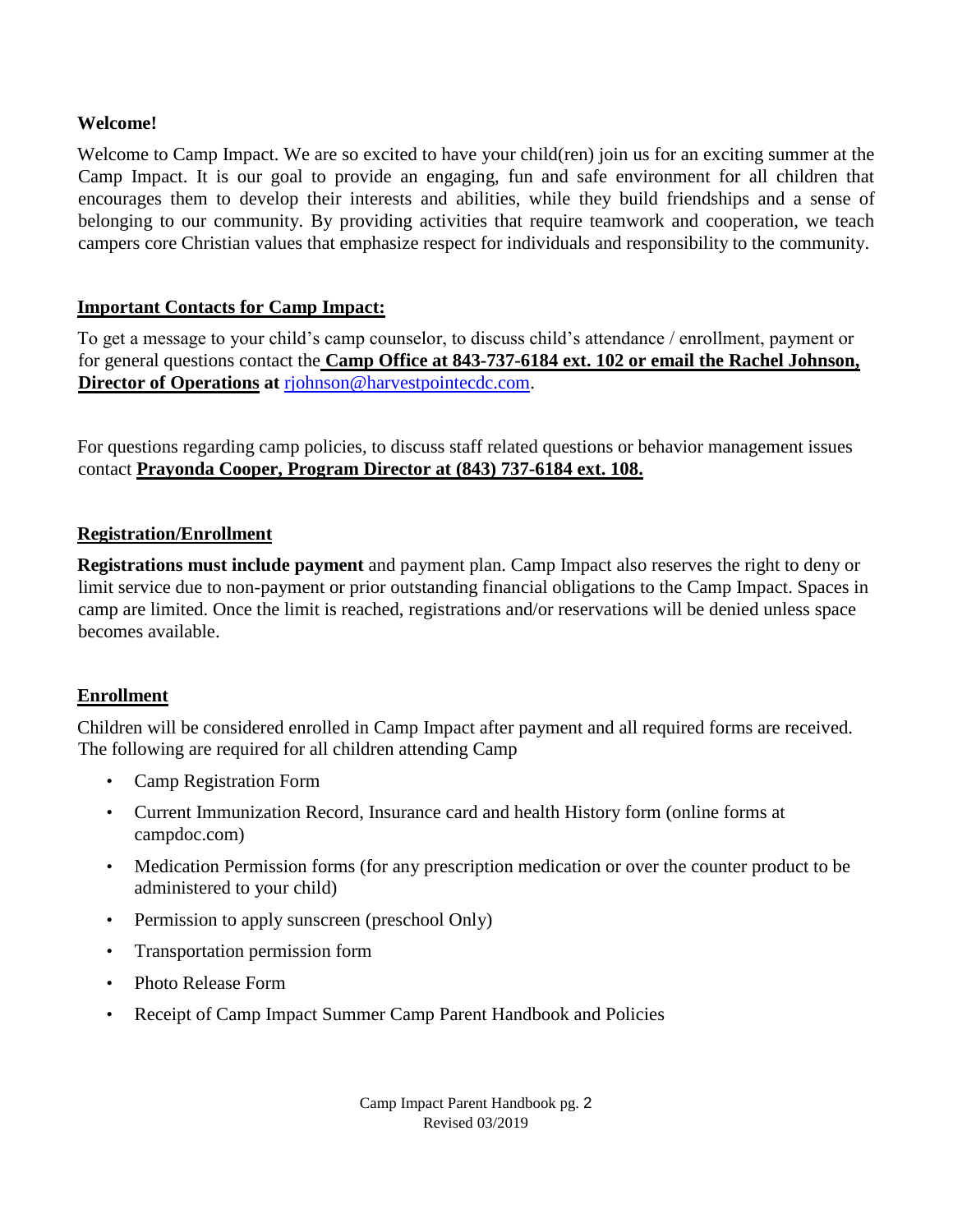**Welcome!**

Welcome to Camp Impact. We are so excited to have your child(ren) join us for an exciting summer at the Camp Impact. It is our goal to provide an engaging, fun and safe environment for all children that encourages them to develop their interests and abilities, while they build friendships and a sense of belonging to our community. By providing activities that require teamwork and cooperation, we teach campers core Christian values that emphasize respect for individuals and responsibility to the community.

## Important Contacts for Camp Impact:

To get a message to your child's camp counselor, to discuss child's attendance / enrollment, payment or for general questions contact the **Camp Office at 843-737-6184 ext. 102 or email the Rachel Johnson, Director of Operations at** rjohnson@harvestpointecdc.com.

For questions regarding camp policies, to discuss staff related questions or behavior management issues contact **Prayonda Cooper, Program Director at (843) 737-6184 ext. 108.**

## Registration/Enrollment

**Registrations must include payment** and payment plan. Camp Impact also reserves the right to deny or limit service due to non-payment or prior outstanding financial obligations to the Camp Impact. Spaces in camp are limited. Once the limit is reached, registrations and/or reservations will be denied unless space becomes available.

## Enrollment

Children will be considered enrolled in Camp Impact after payment and all required forms are received. The following are required for all children attending Camp

- Camp Registration Form
- Current Immunization Record, Insurance card and health History form (online forms at campdoc.com)
- Medication Permission forms (for any prescription medication or over the counter product to be administered to your child)
- Permission to apply sunscreen (preschool Only)
- Transportation permission form
- Photo Release Form
- Receipt of Camp Impact Summer Camp Parent Handbook and Policies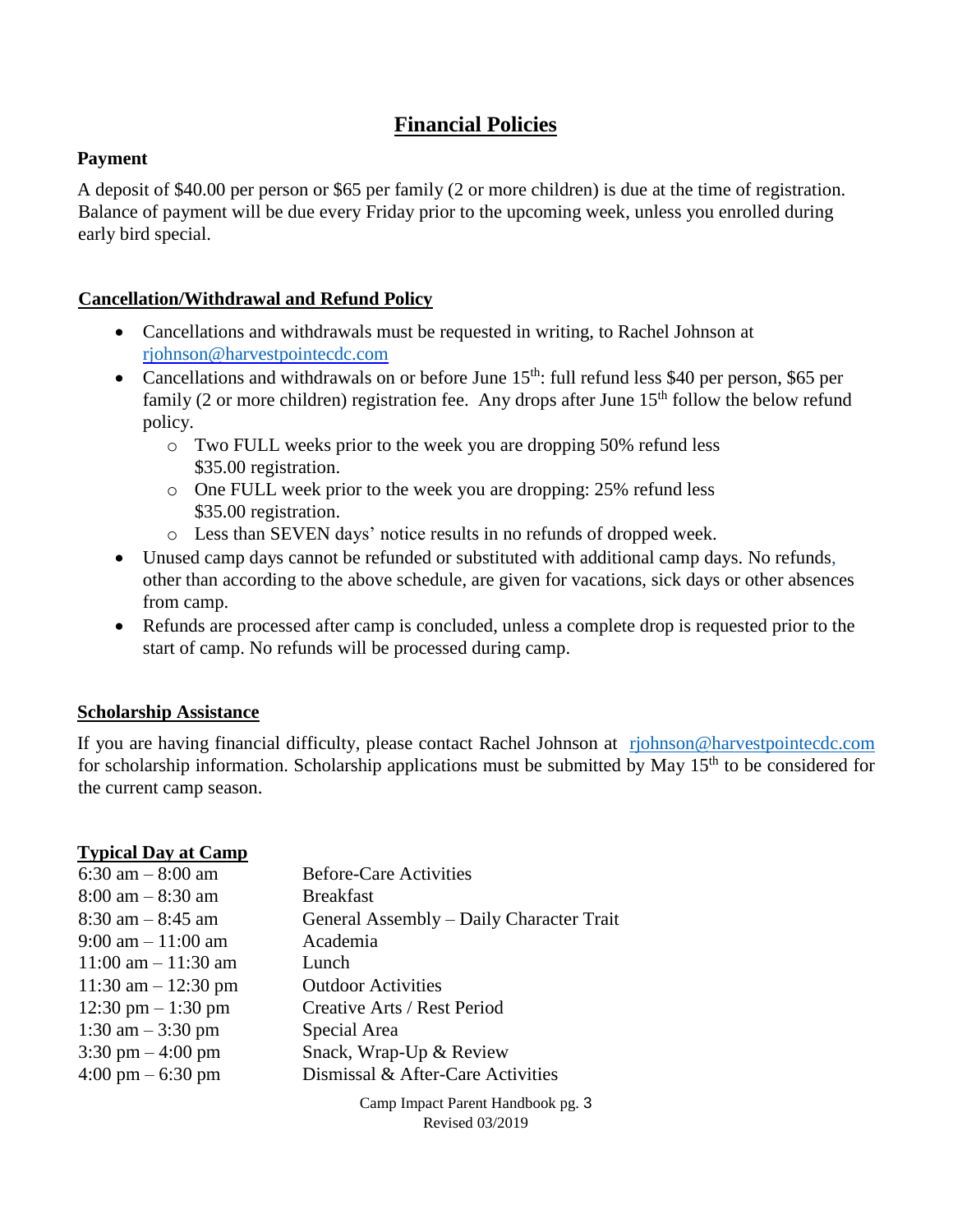# Financial Policies

**Payment**

A deposit of $40.00 per person or $65 per family (2 or more children) is due at the time of registration. Balance of payment will be due every Friday prior to the upcoming week, unless you enrolled during early bird special.

## Cancellation/Withdrawal and Refund Policy

- Cancellations and withdrawals must be requested in writing, to Rachel Johnson at rjohnson@harvestpointecdc.com
- Cancellations and withdrawals on or before June 15th: full refund less $40 per person, $65 per family (2 or more children) registration fee. Any drops after June 15th follow the below refund policy.
  - Two FULL weeks prior to the week you are dropping 50% refund less $35.00 registration.
  - One FULL week prior to the week you are dropping: 25% refund less $35.00 registration.
  - Less than SEVEN days' notice results in no refunds of dropped week.
- Unused camp days cannot be refunded or substituted with additional camp days. No refunds, other than according to the above schedule, are given for vacations, sick days or other absences from camp.
- Refunds are processed after camp is concluded, unless a complete drop is requested prior to the start of camp. No refunds will be processed during camp.

## Scholarship Assistance

If you are having financial difficulty, please contact Rachel Johnson at rjohnson@harvestpointecdc.com for scholarship information. Scholarship applications must be submitted by May 15th to be considered for the current camp season.

## Typical Day at Camp

| | |
|---|---|
| 6:30 am – 8:00 am | Before-Care Activities |
| 8:00 am – 8:30 am | Breakfast |
| 8:30 am – 8:45 am | General Assembly – Daily Character Trait |
| 9:00 am – 11:00 am | Academia |
| 11:00 am – 11:30 am | Lunch |
| 11:30 am – 12:30 pm | Outdoor Activities |
| 12:30 pm – 1:30 pm | Creative Arts / Rest Period |
| 1:30 am – 3:30 pm | Special Area |
| 3:30 pm – 4:00 pm | Snack, Wrap-Up & Review |
| 4:00 pm – 6:30 pm | Dismissal & After-Care Activities |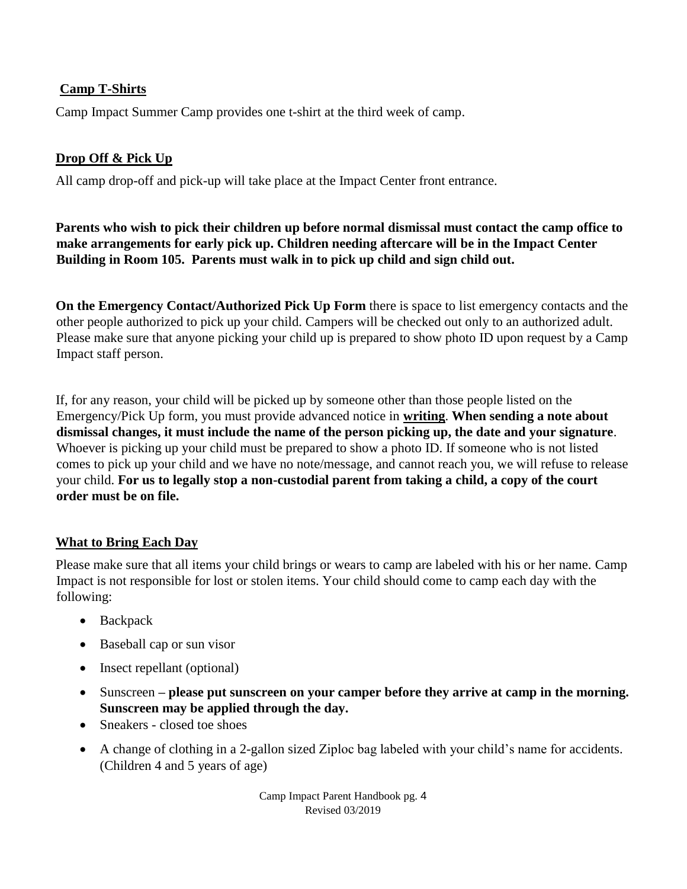## Camp T-Shirts

Camp Impact Summer Camp provides one t-shirt at the third week of camp.

## Drop Off & Pick Up

All camp drop-off and pick-up will take place at the Impact Center front entrance.

**Parents who wish to pick their children up before normal dismissal must contact the camp office to make arrangements for early pick up. Children needing aftercare will be in the Impact Center Building in Room 105. Parents must walk in to pick up child and sign child out.**

**On the Emergency Contact/Authorized Pick Up Form** there is space to list emergency contacts and the other people authorized to pick up your child. Campers will be checked out only to an authorized adult. Please make sure that anyone picking your child up is prepared to show photo ID upon request by a Camp Impact staff person.

If, for any reason, your child will be picked up by someone other than those people listed on the Emergency/Pick Up form, you must provide advanced notice in **writing**. **When sending a note about dismissal changes, it must include the name of the person picking up, the date and your signature**. Whoever is picking up your child must be prepared to show a photo ID. If someone who is not listed comes to pick up your child and we have no note/message, and cannot reach you, we will refuse to release your child. **For us to legally stop a non-custodial parent from taking a child, a copy of the court order must be on file.**

## What to Bring Each Day

Please make sure that all items your child brings or wears to camp are labeled with his or her name. Camp Impact is not responsible for lost or stolen items. Your child should come to camp each day with the following:

- Backpack
- Baseball cap or sun visor
- Insect repellant (optional)
- Sunscreen **– please put sunscreen on your camper before they arrive at camp in the morning. Sunscreen may be applied through the day.**
- Sneakers - closed toe shoes
- A change of clothing in a 2-gallon sized Ziploc bag labeled with your child's name for accidents. (Children 4 and 5 years of age)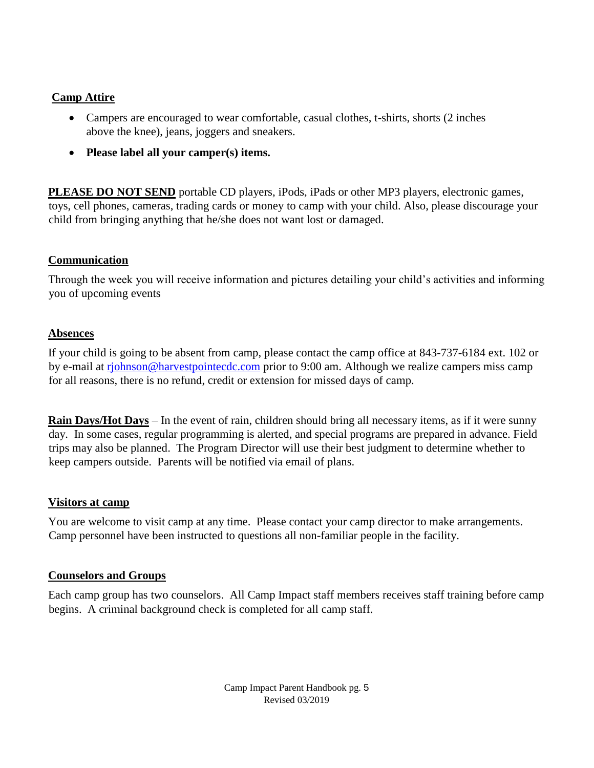## Camp Attire

- Campers are encouraged to wear comfortable, casual clothes, t-shirts, shorts (2 inches above the knee), jeans, joggers and sneakers.
- **Please label all your camper(s) items.**

**PLEASE DO NOT SEND** portable CD players, iPods, iPads or other MP3 players, electronic games, toys, cell phones, cameras, trading cards or money to camp with your child. Also, please discourage your child from bringing anything that he/she does not want lost or damaged.

## Communication

Through the week you will receive information and pictures detailing your child's activities and informing you of upcoming events

## Absences

If your child is going to be absent from camp, please contact the camp office at 843-737-6184 ext. 102 or by e-mail at rjohnson@harvestpointecdc.com prior to 9:00 am. Although we realize campers miss camp for all reasons, there is no refund, credit or extension for missed days of camp.

**Rain Days/Hot Days** – In the event of rain, children should bring all necessary items, as if it were sunny day. In some cases, regular programming is alerted, and special programs are prepared in advance. Field trips may also be planned. The Program Director will use their best judgment to determine whether to keep campers outside. Parents will be notified via email of plans.

## Visitors at camp

You are welcome to visit camp at any time. Please contact your camp director to make arrangements. Camp personnel have been instructed to questions all non-familiar people in the facility.

## Counselors and Groups

Each camp group has two counselors. All Camp Impact staff members receives staff training before camp begins. A criminal background check is completed for all camp staff.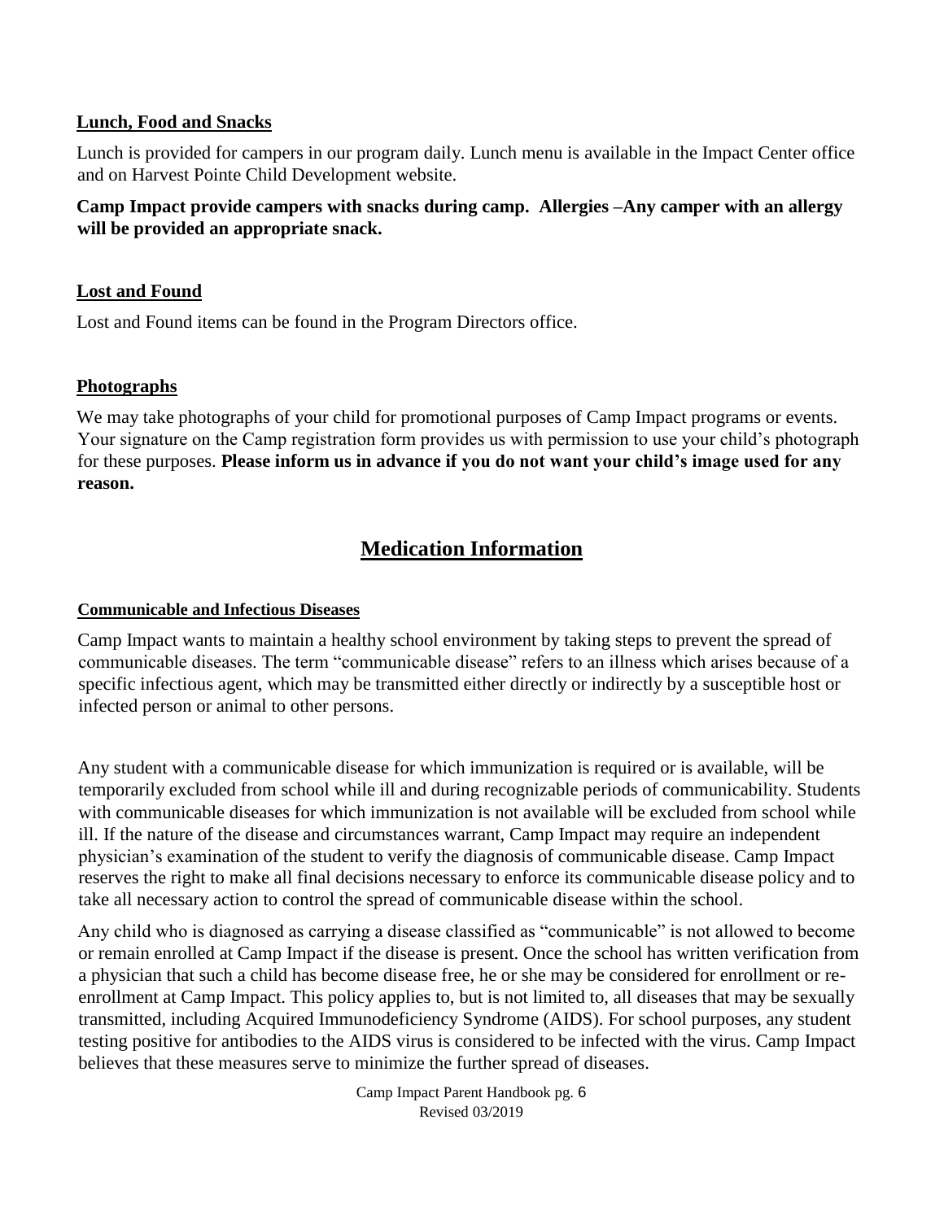### Lunch, Food and Snacks

Lunch is provided for campers in our program daily. Lunch menu is available in the Impact Center office and on Harvest Pointe Child Development website.

**Camp Impact provide campers with snacks during camp. Allergies –Any camper with an allergy will be provided an appropriate snack.**

### Lost and Found

Lost and Found items can be found in the Program Directors office.

### Photographs

We may take photographs of your child for promotional purposes of Camp Impact programs or events. Your signature on the Camp registration form provides us with permission to use your child's photograph for these purposes. **Please inform us in advance if you do not want your child's image used for any reason.**

## Medication Information

### Communicable and Infectious Diseases

Camp Impact wants to maintain a healthy school environment by taking steps to prevent the spread of communicable diseases. The term "communicable disease" refers to an illness which arises because of a specific infectious agent, which may be transmitted either directly or indirectly by a susceptible host or infected person or animal to other persons.

Any student with a communicable disease for which immunization is required or is available, will be temporarily excluded from school while ill and during recognizable periods of communicability. Students with communicable diseases for which immunization is not available will be excluded from school while ill. If the nature of the disease and circumstances warrant, Camp Impact may require an independent physician's examination of the student to verify the diagnosis of communicable disease. Camp Impact reserves the right to make all final decisions necessary to enforce its communicable disease policy and to take all necessary action to control the spread of communicable disease within the school.

Any child who is diagnosed as carrying a disease classified as "communicable" is not allowed to become or remain enrolled at Camp Impact if the disease is present. Once the school has written verification from a physician that such a child has become disease free, he or she may be considered for enrollment or re-enrollment at Camp Impact. This policy applies to, but is not limited to, all diseases that may be sexually transmitted, including Acquired Immunodeficiency Syndrome (AIDS). For school purposes, any student testing positive for antibodies to the AIDS virus is considered to be infected with the virus. Camp Impact believes that these measures serve to minimize the further spread of diseases.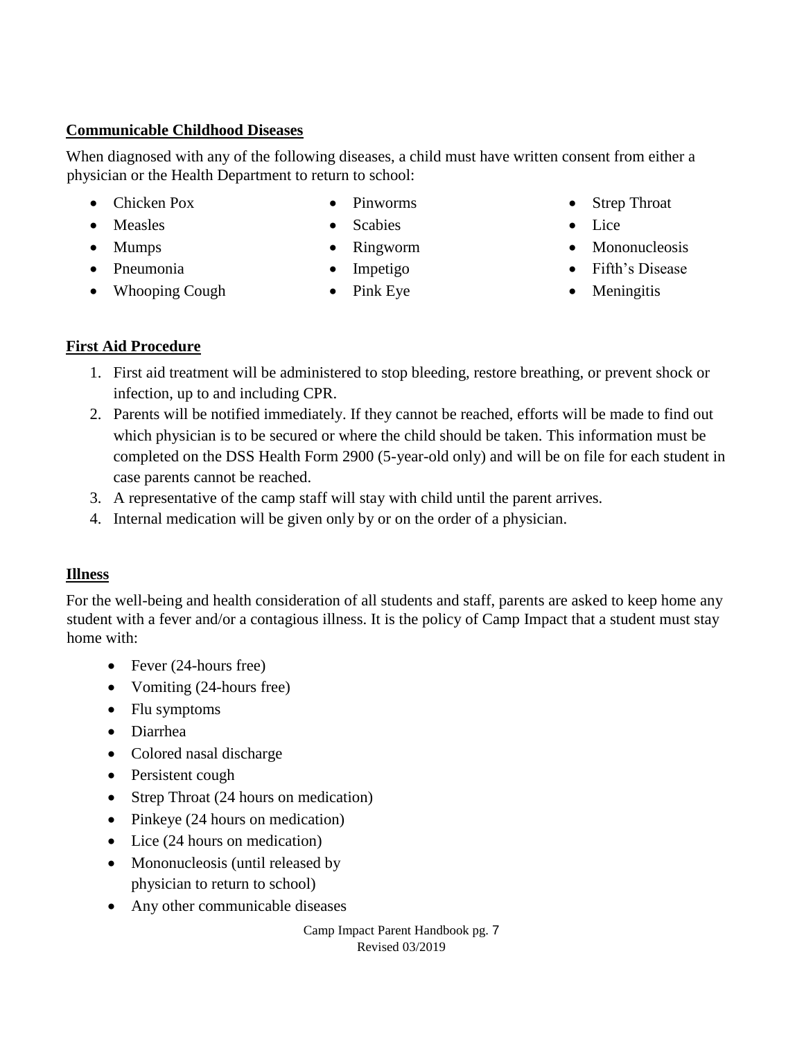## Communicable Childhood Diseases

When diagnosed with any of the following diseases, a child must have written consent from either a physician or the Health Department to return to school:

- Chicken Pox
- Measles
- Mumps
- Pneumonia
- Whooping Cough
- Pinworms
- Scabies
- Ringworm
- Impetigo
- Pink Eye
- Strep Throat
- Lice
- Mononucleosis
- Fifth's Disease
- Meningitis

## First Aid Procedure

1. First aid treatment will be administered to stop bleeding, restore breathing, or prevent shock or infection, up to and including CPR.
2. Parents will be notified immediately. If they cannot be reached, efforts will be made to find out which physician is to be secured or where the child should be taken. This information must be completed on the DSS Health Form 2900 (5-year-old only) and will be on file for each student in case parents cannot be reached.
3. A representative of the camp staff will stay with child until the parent arrives.
4. Internal medication will be given only by or on the order of a physician.

## Illness

For the well-being and health consideration of all students and staff, parents are asked to keep home any student with a fever and/or a contagious illness. It is the policy of Camp Impact that a student must stay home with:

- Fever (24-hours free)
- Vomiting (24-hours free)
- Flu symptoms
- Diarrhea
- Colored nasal discharge
- Persistent cough
- Strep Throat (24 hours on medication)
- Pinkeye (24 hours on medication)
- Lice (24 hours on medication)
- Mononucleosis (until released by physician to return to school)
- Any other communicable diseases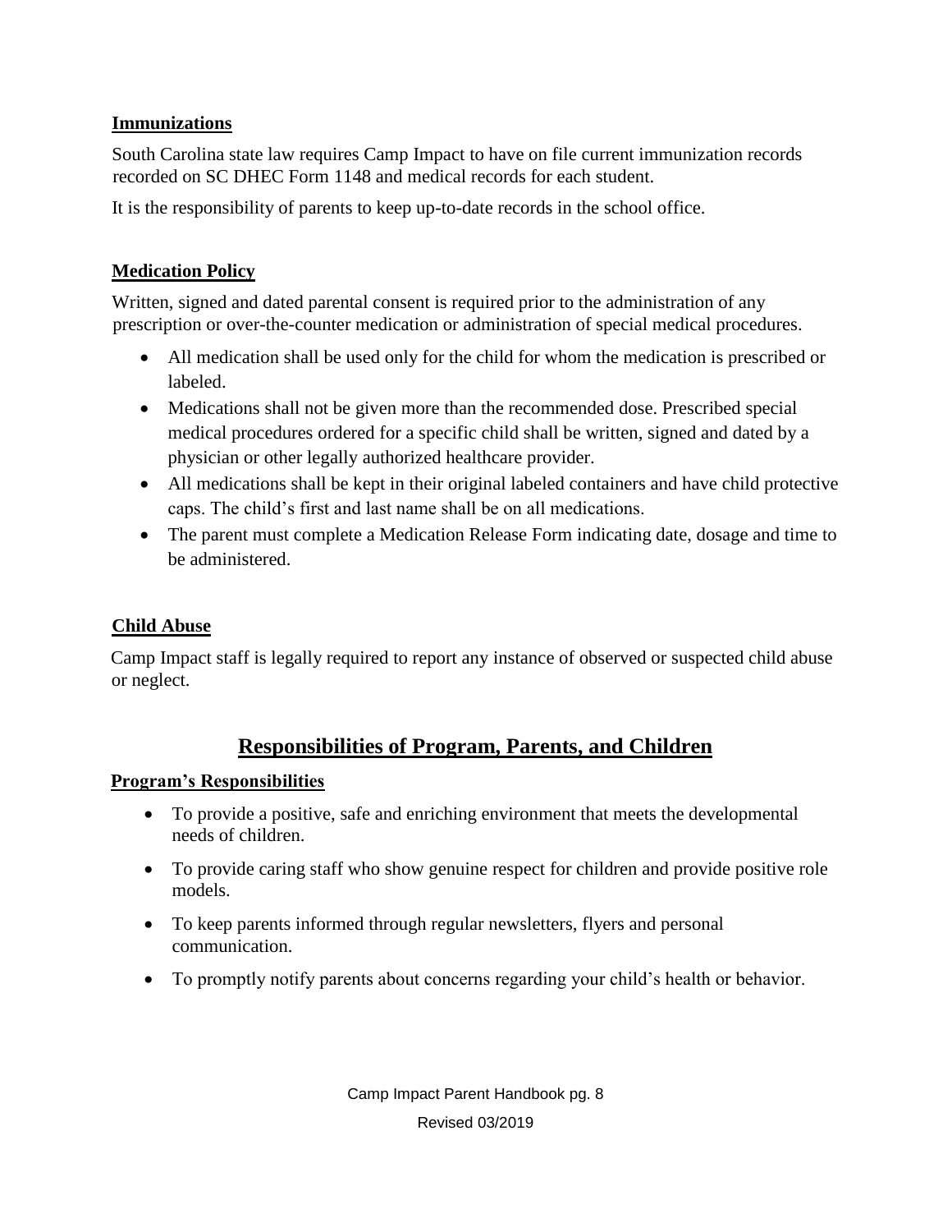### Immunizations

South Carolina state law requires Camp Impact to have on file current immunization records recorded on SC DHEC Form 1148 and medical records for each student.

It is the responsibility of parents to keep up-to-date records in the school office.

### Medication Policy

Written, signed and dated parental consent is required prior to the administration of any prescription or over-the-counter medication or administration of special medical procedures.

- All medication shall be used only for the child for whom the medication is prescribed or labeled.
- Medications shall not be given more than the recommended dose. Prescribed special medical procedures ordered for a specific child shall be written, signed and dated by a physician or other legally authorized healthcare provider.
- All medications shall be kept in their original labeled containers and have child protective caps. The child's first and last name shall be on all medications.
- The parent must complete a Medication Release Form indicating date, dosage and time to be administered.

### Child Abuse

Camp Impact staff is legally required to report any instance of observed or suspected child abuse or neglect.

## Responsibilities of Program, Parents, and Children

### Program's Responsibilities

- To provide a positive, safe and enriching environment that meets the developmental needs of children.
- To provide caring staff who show genuine respect for children and provide positive role models.
- To keep parents informed through regular newsletters, flyers and personal communication.
- To promptly notify parents about concerns regarding your child's health or behavior.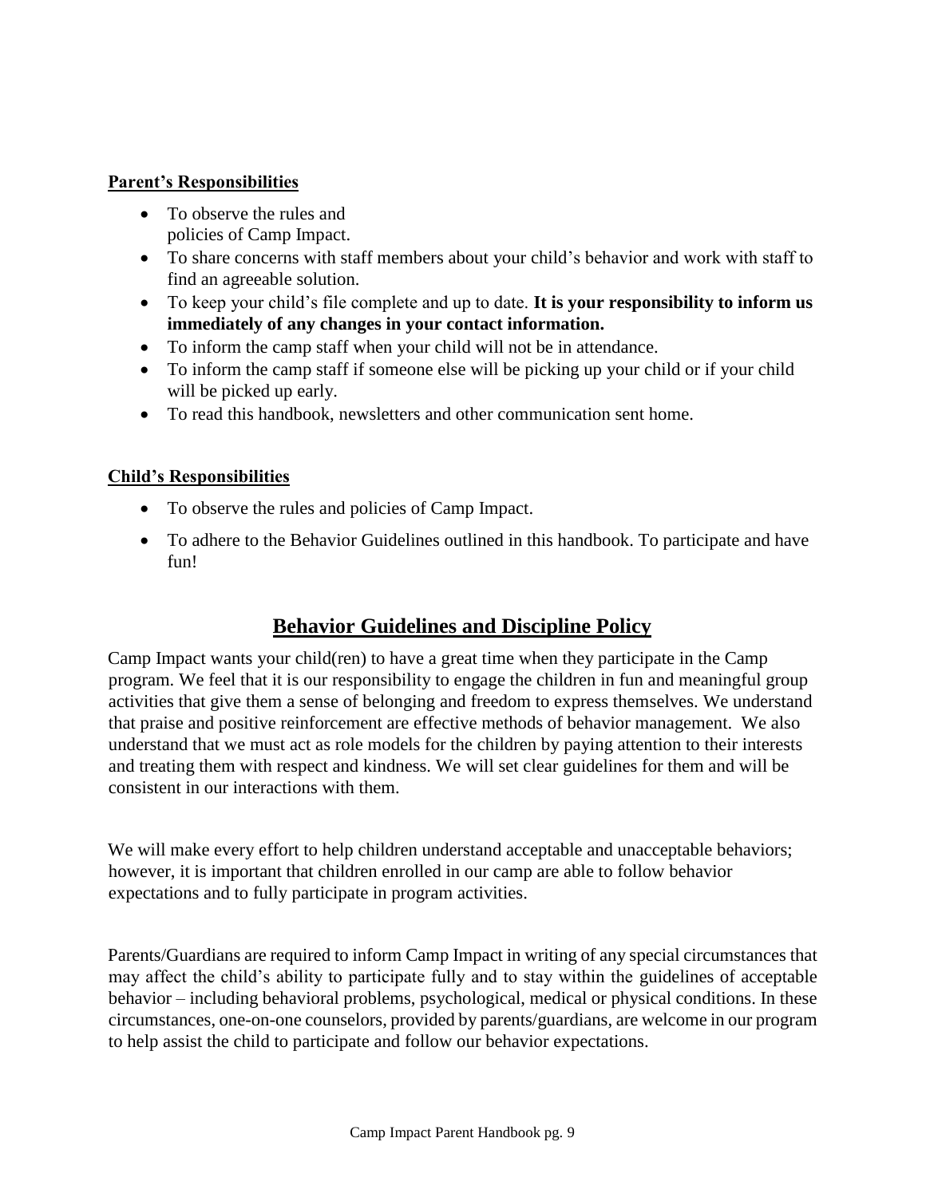**Parent's Responsibilities**

- To observe the rules and policies of Camp Impact.
- To share concerns with staff members about your child's behavior and work with staff to find an agreeable solution.
- To keep your child's file complete and up to date. **It is your responsibility to inform us immediately of any changes in your contact information.**
- To inform the camp staff when your child will not be in attendance.
- To inform the camp staff if someone else will be picking up your child or if your child will be picked up early.
- To read this handbook, newsletters and other communication sent home.

**Child's Responsibilities**

- To observe the rules and policies of Camp Impact.
- To adhere to the Behavior Guidelines outlined in this handbook. To participate and have fun!

## Behavior Guidelines and Discipline Policy

Camp Impact wants your child(ren) to have a great time when they participate in the Camp program. We feel that it is our responsibility to engage the children in fun and meaningful group activities that give them a sense of belonging and freedom to express themselves. We understand that praise and positive reinforcement are effective methods of behavior management. We also understand that we must act as role models for the children by paying attention to their interests and treating them with respect and kindness. We will set clear guidelines for them and will be consistent in our interactions with them.

We will make every effort to help children understand acceptable and unacceptable behaviors; however, it is important that children enrolled in our camp are able to follow behavior expectations and to fully participate in program activities.

Parents/Guardians are required to inform Camp Impact in writing of any special circumstances that may affect the child's ability to participate fully and to stay within the guidelines of acceptable behavior – including behavioral problems, psychological, medical or physical conditions. In these circumstances, one-on-one counselors, provided by parents/guardians, are welcome in our program to help assist the child to participate and follow our behavior expectations.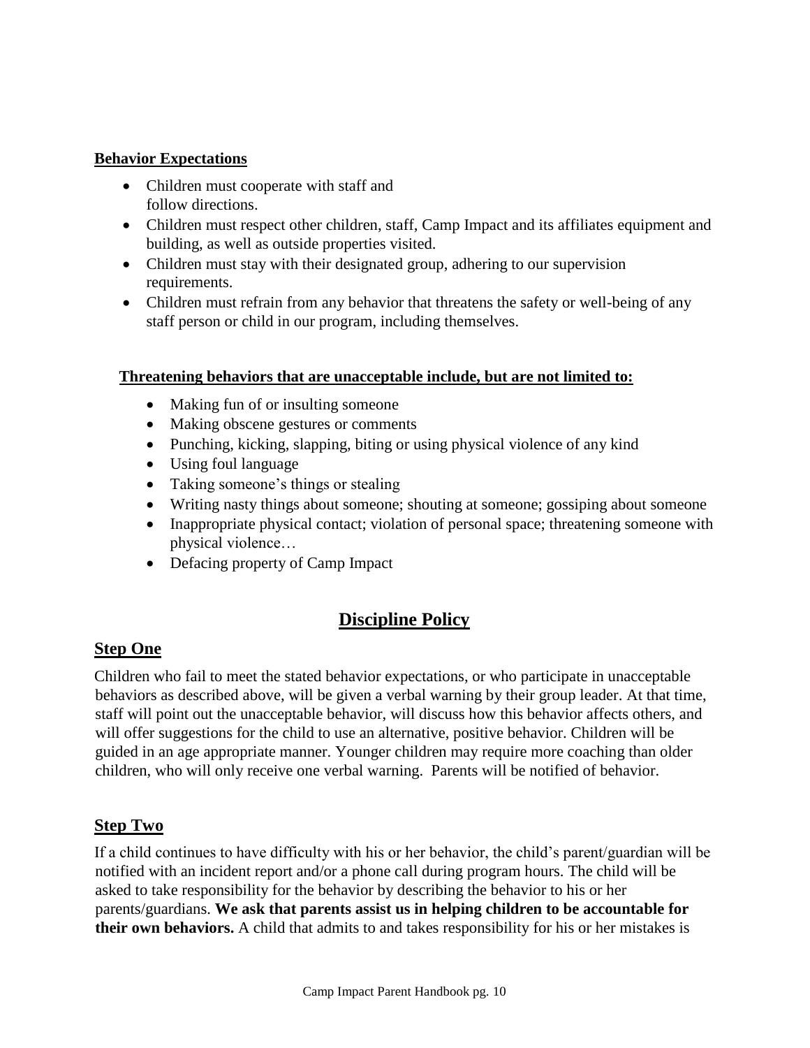**Behavior Expectations**

- Children must cooperate with staff and follow directions.
- Children must respect other children, staff, Camp Impact and its affiliates equipment and building, as well as outside properties visited.
- Children must stay with their designated group, adhering to our supervision requirements.
- Children must refrain from any behavior that threatens the safety or well-being of any staff person or child in our program, including themselves.

**Threatening behaviors that are unacceptable include, but are not limited to:**

- Making fun of or insulting someone
- Making obscene gestures or comments
- Punching, kicking, slapping, biting or using physical violence of any kind
- Using foul language
- Taking someone's things or stealing
- Writing nasty things about someone; shouting at someone; gossiping about someone
- Inappropriate physical contact; violation of personal space; threatening someone with physical violence…
- Defacing property of Camp Impact

## Discipline Policy

### Step One

Children who fail to meet the stated behavior expectations, or who participate in unacceptable behaviors as described above, will be given a verbal warning by their group leader. At that time, staff will point out the unacceptable behavior, will discuss how this behavior affects others, and will offer suggestions for the child to use an alternative, positive behavior. Children will be guided in an age appropriate manner. Younger children may require more coaching than older children, who will only receive one verbal warning. Parents will be notified of behavior.

### Step Two

If a child continues to have difficulty with his or her behavior, the child's parent/guardian will be notified with an incident report and/or a phone call during program hours. The child will be asked to take responsibility for the behavior by describing the behavior to his or her parents/guardians. **We ask that parents assist us in helping children to be accountable for their own behaviors.** A child that admits to and takes responsibility for his or her mistakes is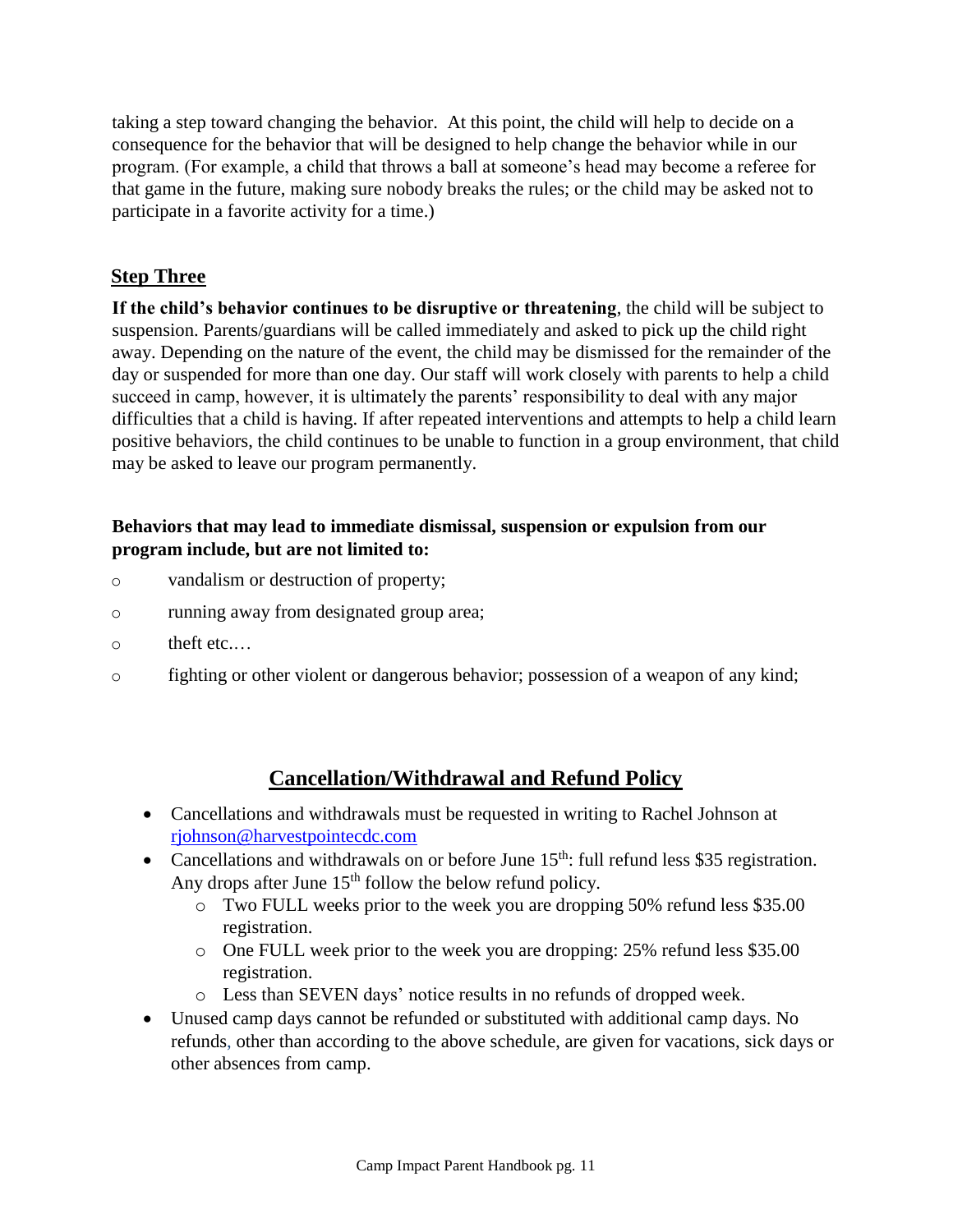taking a step toward changing the behavior. At this point, the child will help to decide on a consequence for the behavior that will be designed to help change the behavior while in our program. (For example, a child that throws a ball at someone's head may become a referee for that game in the future, making sure nobody breaks the rules; or the child may be asked not to participate in a favorite activity for a time.)

### Step Three

**If the child's behavior continues to be disruptive or threatening**, the child will be subject to suspension. Parents/guardians will be called immediately and asked to pick up the child right away. Depending on the nature of the event, the child may be dismissed for the remainder of the day or suspended for more than one day. Our staff will work closely with parents to help a child succeed in camp, however, it is ultimately the parents' responsibility to deal with any major difficulties that a child is having. If after repeated interventions and attempts to help a child learn positive behaviors, the child continues to be unable to function in a group environment, that child may be asked to leave our program permanently.

**Behaviors that may lead to immediate dismissal, suspension or expulsion from our program include, but are not limited to:**

- vandalism or destruction of property;
- running away from designated group area;
- theft etc.…
- fighting or other violent or dangerous behavior; possession of a weapon of any kind;

## Cancellation/Withdrawal and Refund Policy

- Cancellations and withdrawals must be requested in writing to Rachel Johnson at rjohnson@harvestpointecdc.com
- Cancellations and withdrawals on or before June 15th: full refund less $35 registration. Any drops after June 15th follow the below refund policy.
  - Two FULL weeks prior to the week you are dropping 50% refund less $35.00 registration.
  - One FULL week prior to the week you are dropping: 25% refund less $35.00 registration.
  - Less than SEVEN days' notice results in no refunds of dropped week.
- Unused camp days cannot be refunded or substituted with additional camp days. No refunds, other than according to the above schedule, are given for vacations, sick days or other absences from camp.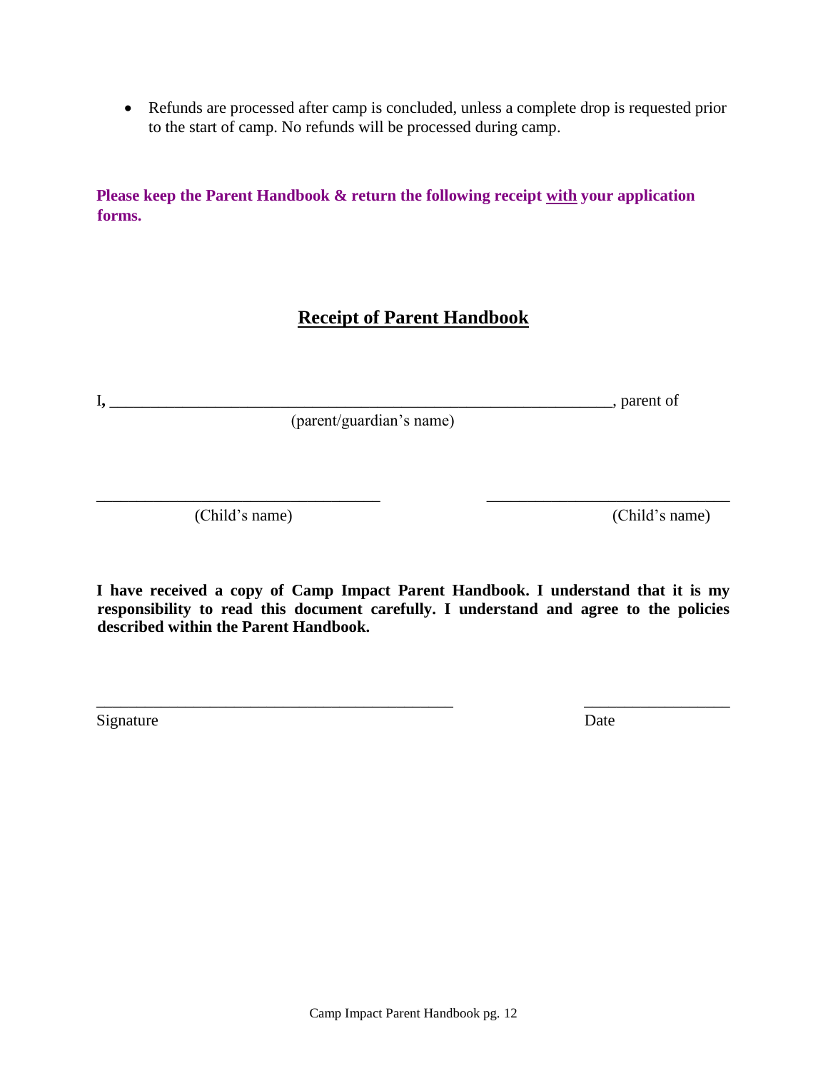- Refunds are processed after camp is concluded, unless a complete drop is requested prior to the start of camp. No refunds will be processed during camp.

**Please keep the Parent Handbook & return the following receipt <u>with</u> your application forms.**

## <u>Receipt of Parent Handbook</u>

I, ________________________________________________________________, parent of
(parent/guardian's name)

___________________________________ ______________________________
(Child's name) (Child's name)

**I have received a copy of Camp Impact Parent Handbook. I understand that it is my responsibility to read this document carefully. I understand and agree to the policies described within the Parent Handbook.**

____________________________________________ __________________
Signature Date